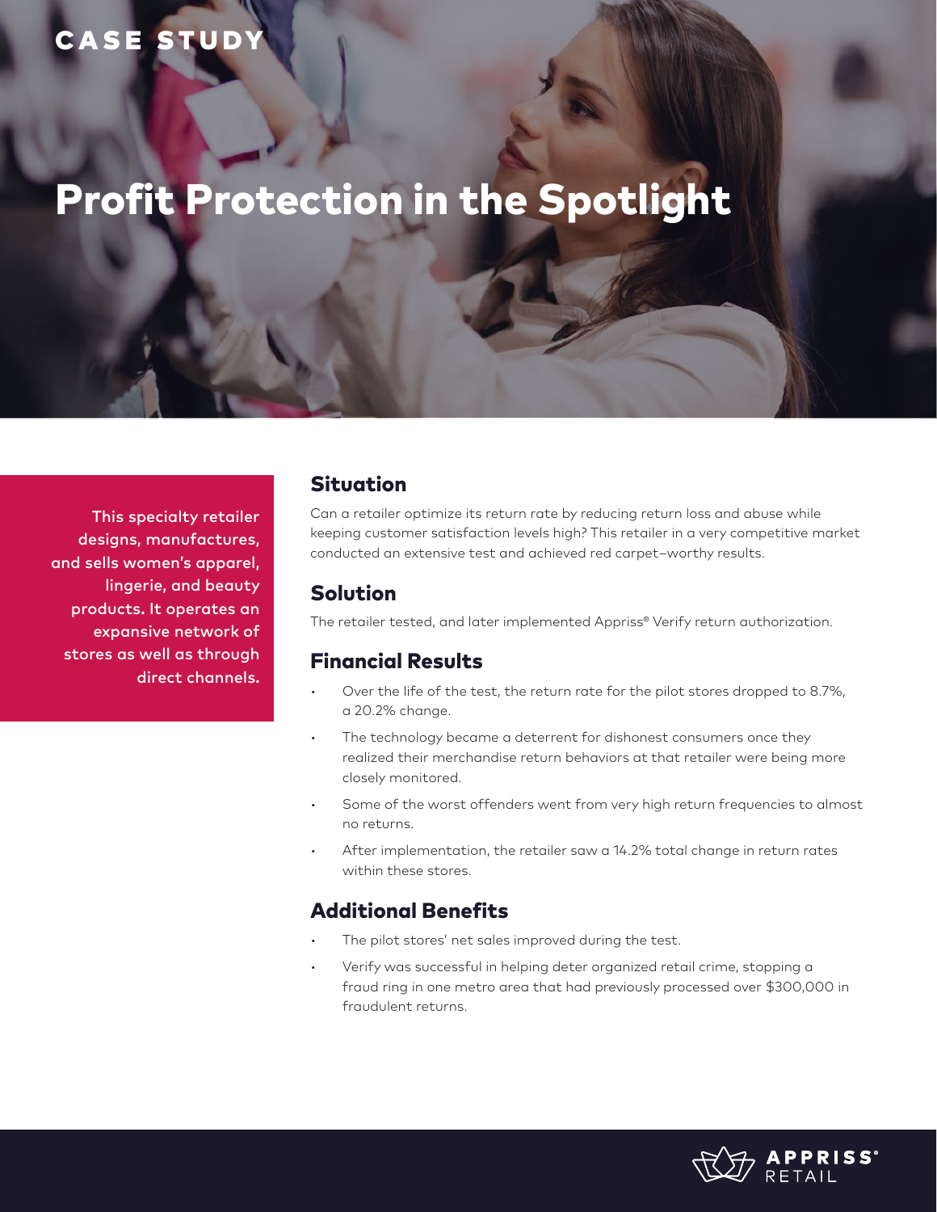CASE STUDY

# Profit Protection in the Spotlight

This specialty retailer designs, manufactures, and sells women's apparel, lingerie, and beauty products. It operates an expansive network of stores as well as through direct channels.

## Situation

Can a retailer optimize its return rate by reducing return loss and abuse while keeping customer satisfaction levels high? This retailer in a very competitive market conducted an extensive test and achieved red carpet–worthy results.

## Solution

The retailer tested, and later implemented Appriss® Verify return authorization.

## Financial Results

- Over the life of the test, the return rate for the pilot stores dropped to 8.7%, a 20.2% change.
- The technology became a deterrent for dishonest consumers once they realized their merchandise return behaviors at that retailer were being more closely monitored.
- Some of the worst offenders went from very high return frequencies to almost no returns.
- After implementation, the retailer saw a 14.2% total change in return rates within these stores.

## Additional Benefits

- The pilot stores' net sales improved during the test.
- Verify was successful in helping deter organized retail crime, stopping a fraud ring in one metro area that had previously processed over $300,000 in fraudulent returns.

APPRISS® RETAIL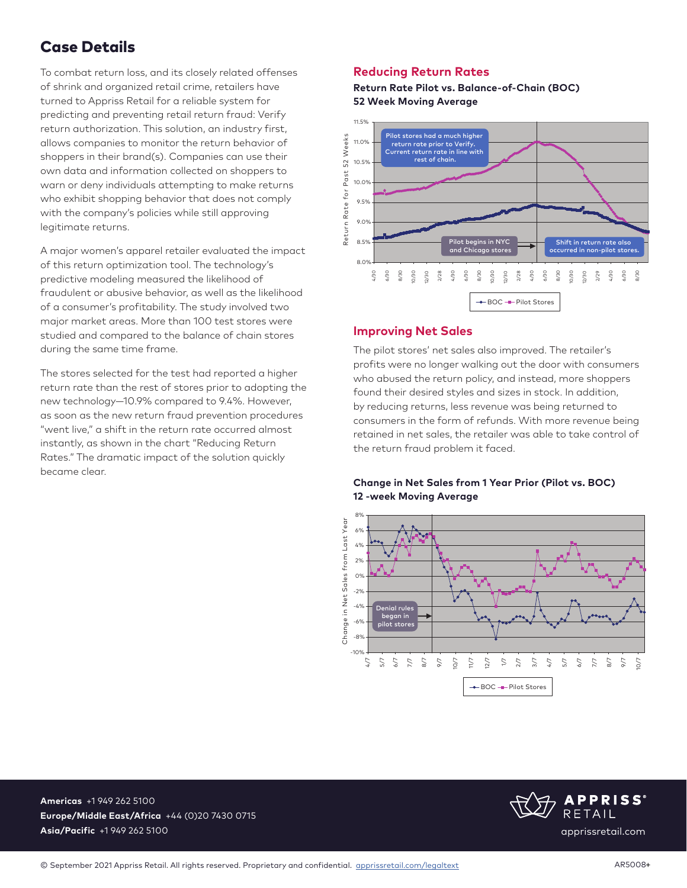## Case Details

To combat return loss, and its closely related offenses of shrink and organized retail crime, retailers have turned to Appriss Retail for a reliable system for predicting and preventing retail return fraud: Verify return authorization. This solution, an industry first, allows companies to monitor the return behavior of shoppers in their brand(s). Companies can use their own data and information collected on shoppers to warn or deny individuals attempting to make returns who exhibit shopping behavior that does not comply with the company's policies while still approving legitimate returns.

A major women's apparel retailer evaluated the impact of this return optimization tool. The technology's predictive modeling measured the likelihood of fraudulent or abusive behavior, as well as the likelihood of a consumer's profitability. The study involved two major market areas. More than 100 test stores were studied and compared to the balance of chain stores during the same time frame.

The stores selected for the test had reported a higher return rate than the rest of stores prior to adopting the new technology—10.9% compared to 9.4%. However, as soon as the new return fraud prevention procedures "went live," a shift in the return rate occurred almost instantly, as shown in the chart "Reducing Return Rates." The dramatic impact of the solution quickly became clear.

### Reducing Return Rates

**Return Rate Pilot vs. Balance-of-Chain (BOC)**
**52 Week Moving Average**

Return Rate for Past 52 Weeks

11.5%
11.0%
10.5%
10.0%
9.5%
9.0%
8.5%
8.0%

Pilot stores had a much higher return rate prior to Verify. Current return rate in line with rest of chain.

Pilot begins in NYC and Chicago stores

Shift in return rate also occurred in non-pilot stores.

4/30 6/30 8/30 10/30 12/30 2/28 4/30 6/30 8/30 10/30 12/30 2/28 4/30 6/30 8/30 10/30 12/30 2/29 4/30 6/30 8/30

BOC  Pilot Stores

### Improving Net Sales

The pilot stores' net sales also improved. The retailer's profits were no longer walking out the door with consumers who abused the return policy, and instead, more shoppers found their desired styles and sizes in stock. In addition, by reducing returns, less revenue was being returned to consumers in the form of refunds. With more revenue being retained in net sales, the retailer was able to take control of the return fraud problem it faced.

**Change in Net Sales from 1 Year Prior (Pilot vs. BOC)**
**12 -week Moving Average**

Change in Net Sales from Last Year

8%
6%
4%
2%
0%
-2%
-4%
-6%
-8%
-10%

Denial rules began in pilot stores

4/7 5/7 6/7 7/7 8/7 9/7 10/7 11/7 12/7 1/7 2/7 3/7 4/7 5/7 6/7 7/7 8/7 9/7 10/7

BOC  Pilot Stores

**Americas** +1 949 262 5100
**Europe/Middle East/Africa** +44 (0)20 7430 0715
**Asia/Pacific** +1 949 262 5100

APPRISS® RETAIL
apprissretail.com

© September 2021 Appriss Retail. All rights reserved. Proprietary and confidential. apprissretail.com/legaltext

AR5008+